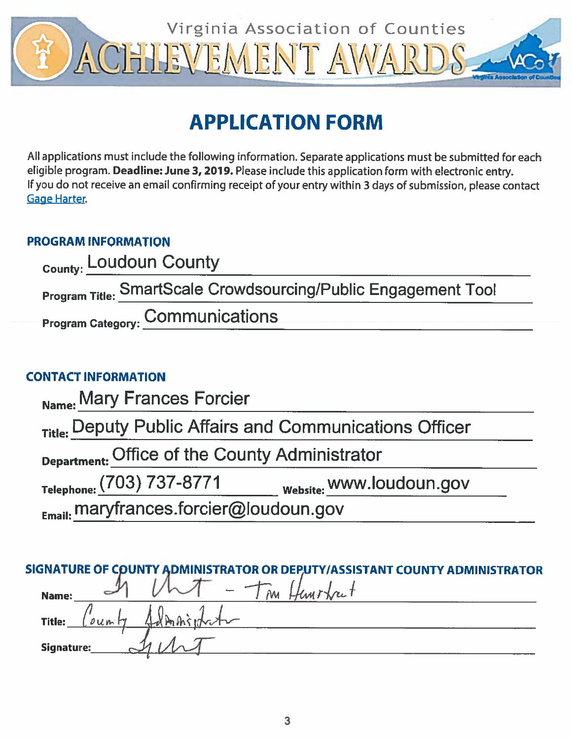Virginia Association of Counties

# ACHIEVEMENT AWARDS

## APPLICATION FORM

All applications must include the following information. Separate applications must be submitted for each eligible program. **Deadline: June 3, 2019.** Please include this application form with electronic entry. If you do not receive an email confirming receipt of your entry within 3 days of submission, please contact Gage Harter.

### PROGRAM INFORMATION

County: Loudoun County

Program Title: SmartScale Crowdsourcing/Public Engagement Tool

Program Category: Communications

### CONTACT INFORMATION

Name: Mary Frances Forcier

Title: Deputy Public Affairs and Communications Officer

Department: Office of the County Administrator

Telephone: (703) 737-8771 Website: www.loudoun.gov

Email: maryfrances.forcier@loudoun.gov

### SIGNATURE OF COUNTY ADMINISTRATOR OR DEPUTY/ASSISTANT COUNTY ADMINISTRATOR

Name: Tim Hemstreet

Title: County Administrator

Signature: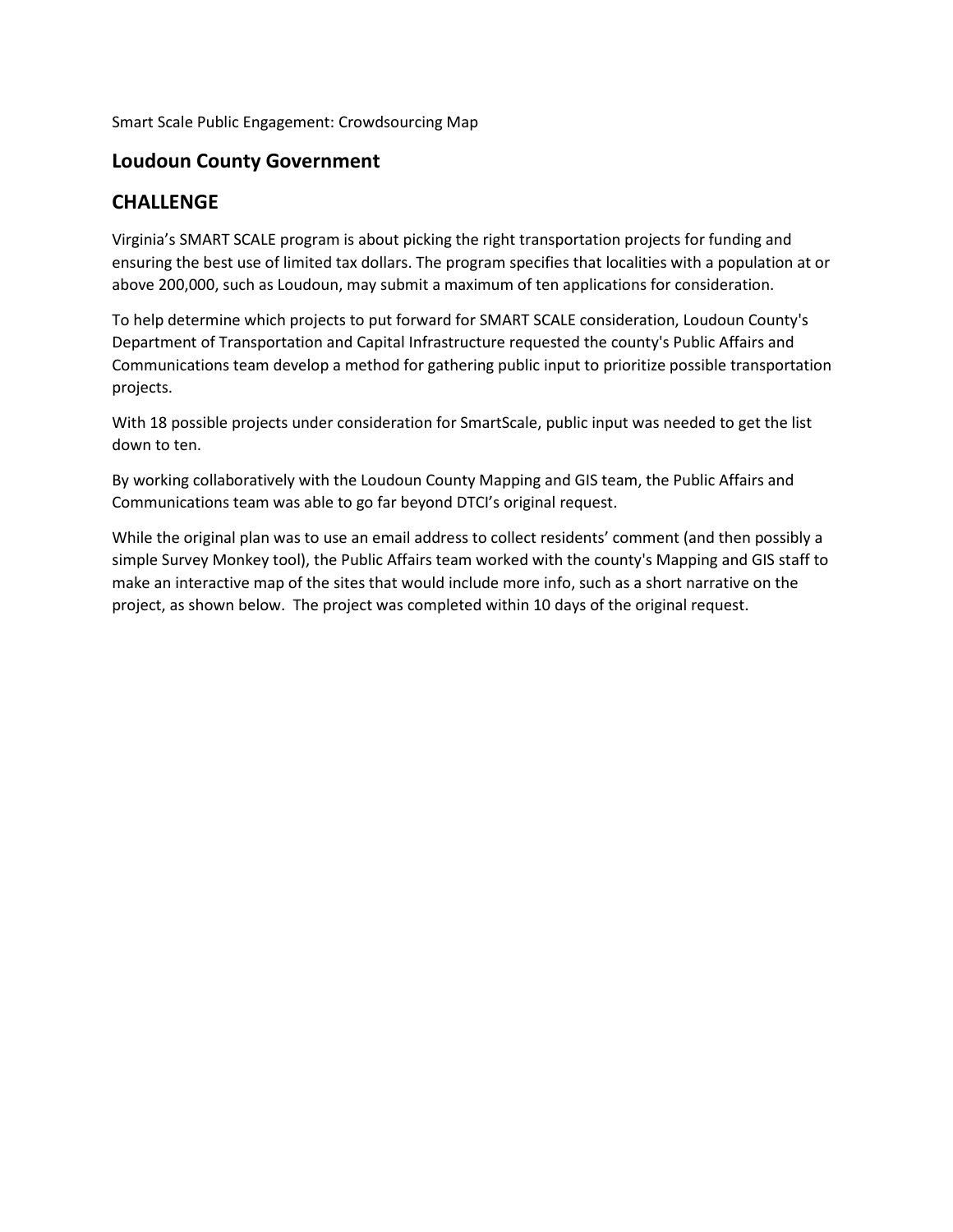Smart Scale Public Engagement: Crowdsourcing Map

## Loudoun County Government

## CHALLENGE

Virginia's SMART SCALE program is about picking the right transportation projects for funding and ensuring the best use of limited tax dollars. The program specifies that localities with a population at or above 200,000, such as Loudoun, may submit a maximum of ten applications for consideration.

To help determine which projects to put forward for SMART SCALE consideration, Loudoun County's Department of Transportation and Capital Infrastructure requested the county's Public Affairs and Communications team develop a method for gathering public input to prioritize possible transportation projects.

With 18 possible projects under consideration for SmartScale, public input was needed to get the list down to ten.

By working collaboratively with the Loudoun County Mapping and GIS team, the Public Affairs and Communications team was able to go far beyond DTCI's original request.

While the original plan was to use an email address to collect residents' comment (and then possibly a simple Survey Monkey tool), the Public Affairs team worked with the county's Mapping and GIS staff to make an interactive map of the sites that would include more info, such as a short narrative on the project, as shown below. The project was completed within 10 days of the original request.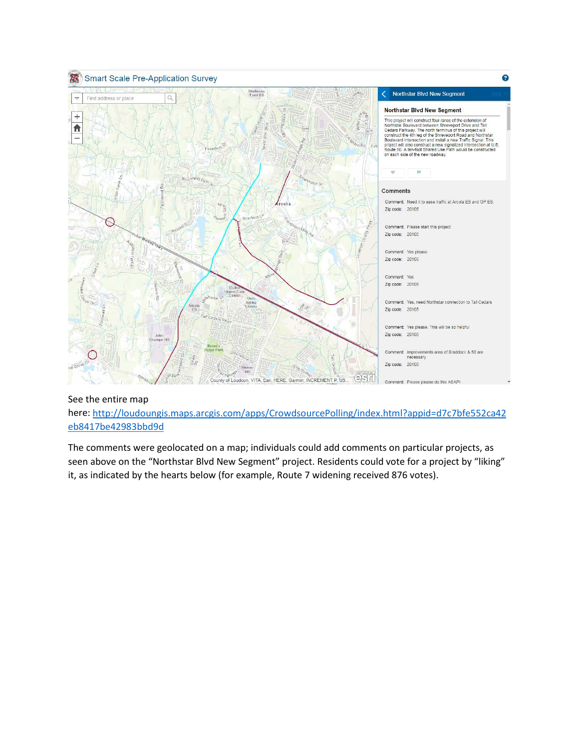See the entire map here: http://loudoungis.maps.arcgis.com/apps/CrowdsourcePolling/index.html?appid=d7c7bfe552ca42eb8417be42983bbd9d

The comments were geolocated on a map; individuals could add comments on particular projects, as seen above on the "Northstar Blvd New Segment" project. Residents could vote for a project by "liking" it, as indicated by the hearts below (for example, Route 7 widening received 876 votes).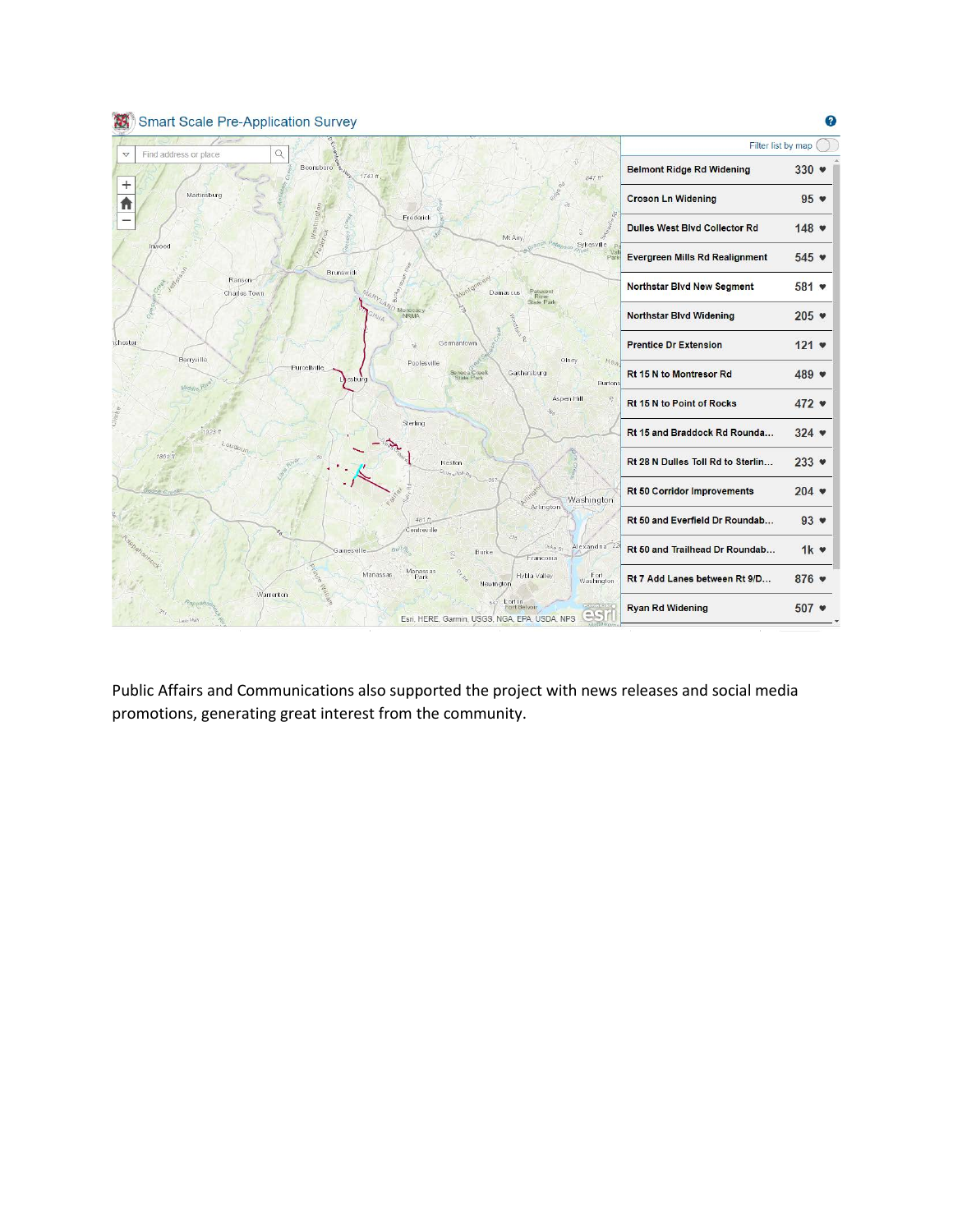Smart Scale Pre-Application Survey

| Project | Likes |
| --- | --- |
| Belmont Ridge Rd Widening | 330 |
| Croson Ln Widening | 95 |
| Dulles West Blvd Collector Rd | 148 |
| Evergreen Mills Rd Realignment | 545 |
| Northstar Blvd New Segment | 581 |
| Northstar Blvd Widening | 205 |
| Prentice Dr Extension | 121 |
| Rt 15 N to Montresor Rd | 489 |
| Rt 15 N to Point of Rocks | 472 |
| Rt 15 and Braddock Rd Rounda... | 324 |
| Rt 28 N Dulles Toll Rd to Sterlin... | 233 |
| Rt 50 Corridor Improvements | 204 |
| Rt 50 and Everfield Dr Roundab... | 93 |
| Rt 50 and Trailhead Dr Roundab... | 1k |
| Rt 7 Add Lanes between Rt 9/D... | 876 |
| Ryan Rd Widening | 507 |

Public Affairs and Communications also supported the project with news releases and social media promotions, generating great interest from the community.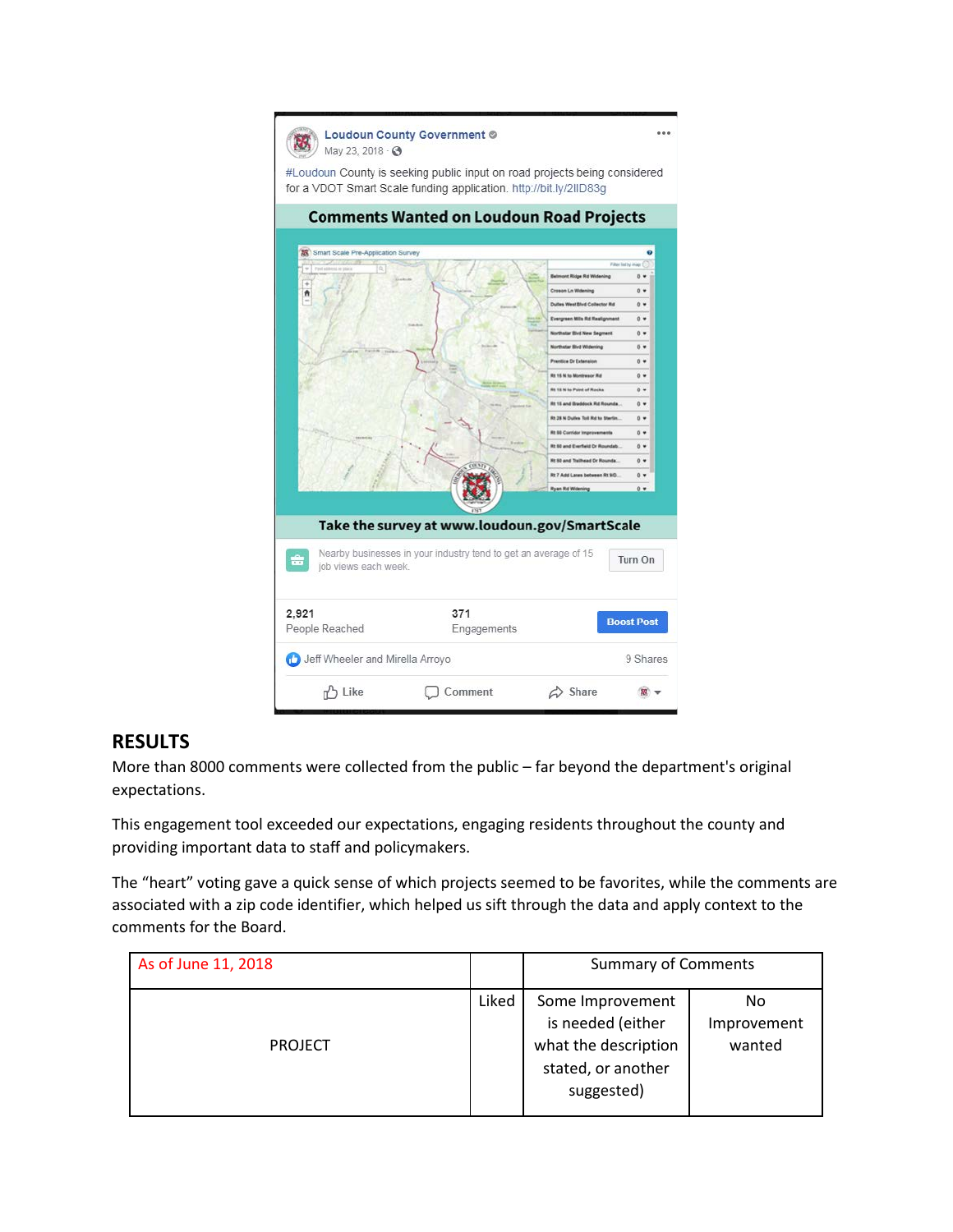Loudoun County Government

May 23, 2018

#Loudoun County is seeking public input on road projects being considered for a VDOT Smart Scale funding application. http://bit.ly/2IlD83g

Comments Wanted on Loudoun Road Projects

Take the survey at www.loudoun.gov/SmartScale

2,921 People Reached

371 Engagements

Jeff Wheeler and Mirella Arroyo

9 Shares

## RESULTS

More than 8000 comments were collected from the public – far beyond the department's original expectations.

This engagement tool exceeded our expectations, engaging residents throughout the county and providing important data to staff and policymakers.

The "heart" voting gave a quick sense of which projects seemed to be favorites, while the comments are associated with a zip code identifier, which helped us sift through the data and apply context to the comments for the Board.

| As of June 11, 2018 | | Summary of Comments | |
|---|---|---|---|
| PROJECT | Liked | Some Improvement is needed (either what the description stated, or another suggested) | No Improvement wanted |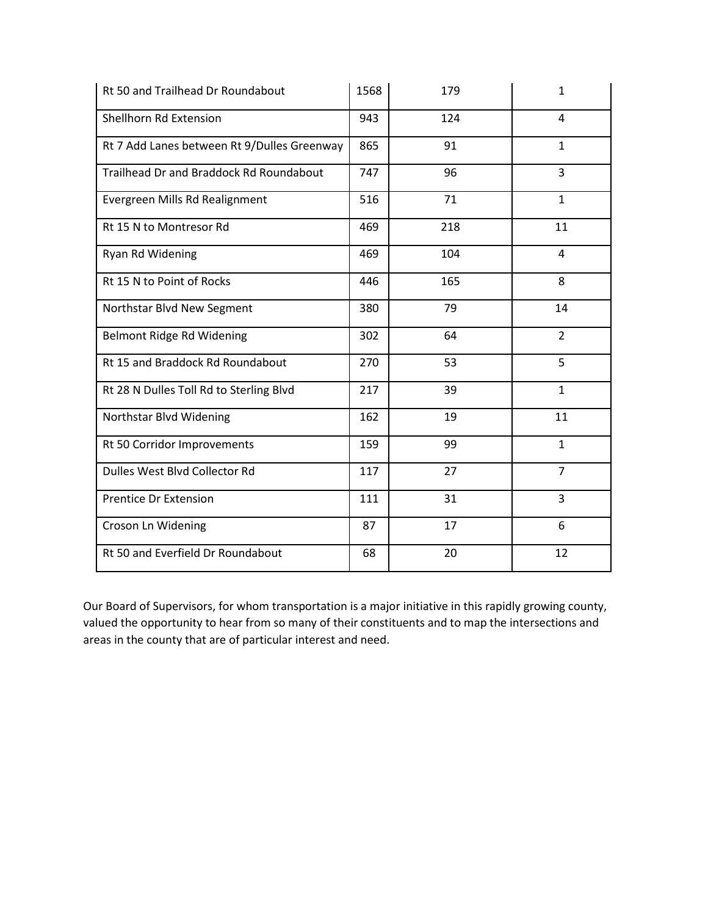| | | | |
|---|---|---|---|
| Rt 50 and Trailhead Dr Roundabout | 1568 | 179 | 1 |
| Shellhorn Rd Extension | 943 | 124 | 4 |
| Rt 7 Add Lanes between Rt 9/Dulles Greenway | 865 | 91 | 1 |
| Trailhead Dr and Braddock Rd Roundabout | 747 | 96 | 3 |
| Evergreen Mills Rd Realignment | 516 | 71 | 1 |
| Rt 15 N to Montresor Rd | 469 | 218 | 11 |
| Ryan Rd Widening | 469 | 104 | 4 |
| Rt 15 N to Point of Rocks | 446 | 165 | 8 |
| Northstar Blvd New Segment | 380 | 79 | 14 |
| Belmont Ridge Rd Widening | 302 | 64 | 2 |
| Rt 15 and Braddock Rd Roundabout | 270 | 53 | 5 |
| Rt 28 N Dulles Toll Rd to Sterling Blvd | 217 | 39 | 1 |
| Northstar Blvd Widening | 162 | 19 | 11 |
| Rt 50 Corridor Improvements | 159 | 99 | 1 |
| Dulles West Blvd Collector Rd | 117 | 27 | 7 |
| Prentice Dr Extension | 111 | 31 | 3 |
| Croson Ln Widening | 87 | 17 | 6 |
| Rt 50 and Everfield Dr Roundabout | 68 | 20 | 12 |

Our Board of Supervisors, for whom transportation is a major initiative in this rapidly growing county, valued the opportunity to hear from so many of their constituents and to map the intersections and areas in the county that are of particular interest and need.